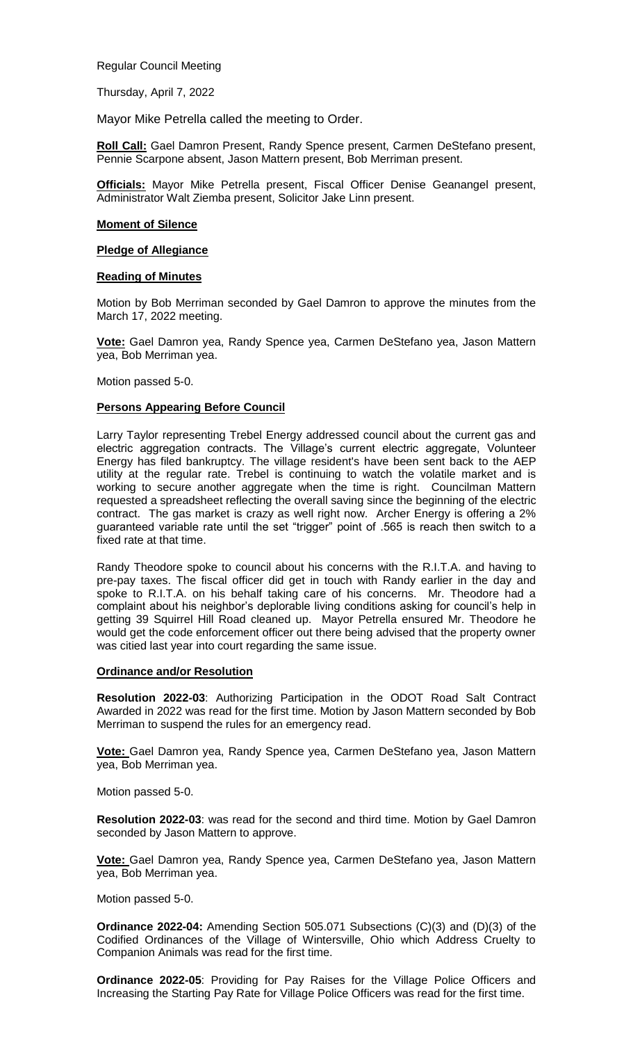Regular Council Meeting

Thursday, April 7, 2022

Mayor Mike Petrella called the meeting to Order.

**Roll Call:** Gael Damron Present, Randy Spence present, Carmen DeStefano present, Pennie Scarpone absent, Jason Mattern present, Bob Merriman present.

**Officials:** Mayor Mike Petrella present, Fiscal Officer Denise Geanangel present, Administrator Walt Ziemba present, Solicitor Jake Linn present.

**Moment of Silence**

**Pledge of Allegiance**

**Reading of Minutes**

Motion by Bob Merriman seconded by Gael Damron to approve the minutes from the March 17, 2022 meeting.

**Vote:** Gael Damron yea, Randy Spence yea, Carmen DeStefano yea, Jason Mattern yea, Bob Merriman yea.

Motion passed 5-0.

**Persons Appearing Before Council**

Larry Taylor representing Trebel Energy addressed council about the current gas and electric aggregation contracts. The Village's current electric aggregate, Volunteer Energy has filed bankruptcy. The village resident's have been sent back to the AEP utility at the regular rate. Trebel is continuing to watch the volatile market and is working to secure another aggregate when the time is right. Councilman Mattern requested a spreadsheet reflecting the overall saving since the beginning of the electric contract. The gas market is crazy as well right now. Archer Energy is offering a 2% guaranteed variable rate until the set "trigger" point of .565 is reach then switch to a fixed rate at that time.

Randy Theodore spoke to council about his concerns with the R.I.T.A. and having to pre-pay taxes. The fiscal officer did get in touch with Randy earlier in the day and spoke to R.I.T.A. on his behalf taking care of his concerns. Mr. Theodore had a complaint about his neighbor's deplorable living conditions asking for council's help in getting 39 Squirrel Hill Road cleaned up. Mayor Petrella ensured Mr. Theodore he would get the code enforcement officer out there being advised that the property owner was citied last year into court regarding the same issue.

**Ordinance and/or Resolution**

**Resolution 2022-03**: Authorizing Participation in the ODOT Road Salt Contract Awarded in 2022 was read for the first time. Motion by Jason Mattern seconded by Bob Merriman to suspend the rules for an emergency read.

**Vote:** Gael Damron yea, Randy Spence yea, Carmen DeStefano yea, Jason Mattern yea, Bob Merriman yea.

Motion passed 5-0.

**Resolution 2022-03**: was read for the second and third time. Motion by Gael Damron seconded by Jason Mattern to approve.

**Vote:** Gael Damron yea, Randy Spence yea, Carmen DeStefano yea, Jason Mattern yea, Bob Merriman yea.

Motion passed 5-0.

**Ordinance 2022-04:** Amending Section 505.071 Subsections (C)(3) and (D)(3) of the Codified Ordinances of the Village of Wintersville, Ohio which Address Cruelty to Companion Animals was read for the first time.

**Ordinance 2022-05**: Providing for Pay Raises for the Village Police Officers and Increasing the Starting Pay Rate for Village Police Officers was read for the first time.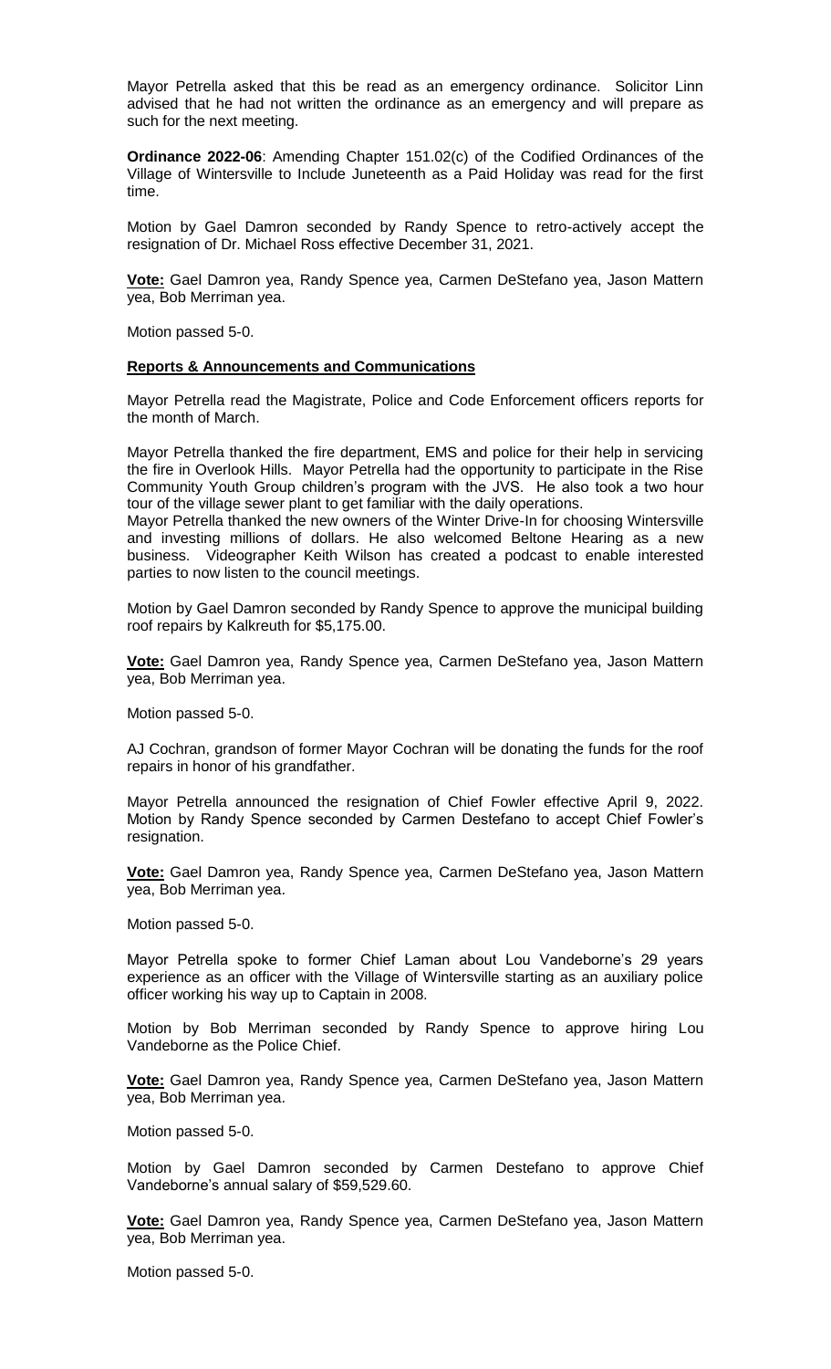Mayor Petrella asked that this be read as an emergency ordinance. Solicitor Linn advised that he had not written the ordinance as an emergency and will prepare as such for the next meeting.

**Ordinance 2022-06**: Amending Chapter 151.02(c) of the Codified Ordinances of the Village of Wintersville to Include Juneteenth as a Paid Holiday was read for the first time.

Motion by Gael Damron seconded by Randy Spence to retro-actively accept the resignation of Dr. Michael Ross effective December 31, 2021.

**Vote:** Gael Damron yea, Randy Spence yea, Carmen DeStefano yea, Jason Mattern yea, Bob Merriman yea.

Motion passed 5-0.

**Reports & Announcements and Communications**

Mayor Petrella read the Magistrate, Police and Code Enforcement officers reports for the month of March.

Mayor Petrella thanked the fire department, EMS and police for their help in servicing the fire in Overlook Hills. Mayor Petrella had the opportunity to participate in the Rise Community Youth Group children's program with the JVS. He also took a two hour tour of the village sewer plant to get familiar with the daily operations.
Mayor Petrella thanked the new owners of the Winter Drive-In for choosing Wintersville and investing millions of dollars. He also welcomed Beltone Hearing as a new business. Videographer Keith Wilson has created a podcast to enable interested parties to now listen to the council meetings.

Motion by Gael Damron seconded by Randy Spence to approve the municipal building roof repairs by Kalkreuth for $5,175.00.

**Vote:** Gael Damron yea, Randy Spence yea, Carmen DeStefano yea, Jason Mattern yea, Bob Merriman yea.

Motion passed 5-0.

AJ Cochran, grandson of former Mayor Cochran will be donating the funds for the roof repairs in honor of his grandfather.

Mayor Petrella announced the resignation of Chief Fowler effective April 9, 2022. Motion by Randy Spence seconded by Carmen Destefano to accept Chief Fowler's resignation.

**Vote:** Gael Damron yea, Randy Spence yea, Carmen DeStefano yea, Jason Mattern yea, Bob Merriman yea.

Motion passed 5-0.

Mayor Petrella spoke to former Chief Laman about Lou Vandeborne's 29 years experience as an officer with the Village of Wintersville starting as an auxiliary police officer working his way up to Captain in 2008.

Motion by Bob Merriman seconded by Randy Spence to approve hiring Lou Vandeborne as the Police Chief.

**Vote:** Gael Damron yea, Randy Spence yea, Carmen DeStefano yea, Jason Mattern yea, Bob Merriman yea.

Motion passed 5-0.

Motion by Gael Damron seconded by Carmen Destefano to approve Chief Vandeborne's annual salary of $59,529.60.

**Vote:** Gael Damron yea, Randy Spence yea, Carmen DeStefano yea, Jason Mattern yea, Bob Merriman yea.

Motion passed 5-0.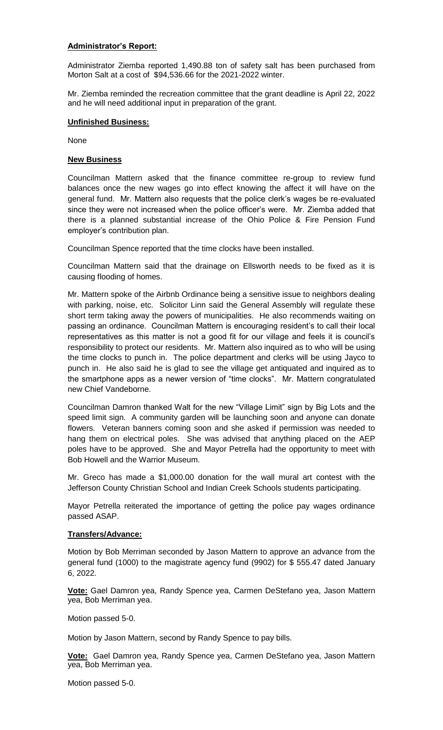**Administrator's Report:**

Administrator Ziemba reported 1,490.88 ton of safety salt has been purchased from Morton Salt at a cost of $94,536.66 for the 2021-2022 winter.

Mr. Ziemba reminded the recreation committee that the grant deadline is April 22, 2022 and he will need additional input in preparation of the grant.

**Unfinished Business:**

None

**New Business**

Councilman Mattern asked that the finance committee re-group to review fund balances once the new wages go into effect knowing the affect it will have on the general fund. Mr. Mattern also requests that the police clerk's wages be re-evaluated since they were not increased when the police officer's were. Mr. Ziemba added that there is a planned substantial increase of the Ohio Police & Fire Pension Fund employer's contribution plan.

Councilman Spence reported that the time clocks have been installed.

Councilman Mattern said that the drainage on Ellsworth needs to be fixed as it is causing flooding of homes.

Mr. Mattern spoke of the Airbnb Ordinance being a sensitive issue to neighbors dealing with parking, noise, etc. Solicitor Linn said the General Assembly will regulate these short term taking away the powers of municipalities. He also recommends waiting on passing an ordinance. Councilman Mattern is encouraging resident's to call their local representatives as this matter is not a good fit for our village and feels it is council's responsibility to protect our residents. Mr. Mattern also inquired as to who will be using the time clocks to punch in. The police department and clerks will be using Jayco to punch in. He also said he is glad to see the village get antiquated and inquired as to the smartphone apps as a newer version of "time clocks". Mr. Mattern congratulated new Chief Vandeborne.

Councilman Damron thanked Walt for the new "Village Limit" sign by Big Lots and the speed limit sign. A community garden will be launching soon and anyone can donate flowers. Veteran banners coming soon and she asked if permission was needed to hang them on electrical poles. She was advised that anything placed on the AEP poles have to be approved. She and Mayor Petrella had the opportunity to meet with Bob Howell and the Warrior Museum.

Mr. Greco has made a $1,000.00 donation for the wall mural art contest with the Jefferson County Christian School and Indian Creek Schools students participating.

Mayor Petrella reiterated the importance of getting the police pay wages ordinance passed ASAP.

**Transfers/Advance:**

Motion by Bob Merriman seconded by Jason Mattern to approve an advance from the general fund (1000) to the magistrate agency fund (9902) for $ 555.47 dated January 6, 2022.

**Vote:** Gael Damron yea, Randy Spence yea, Carmen DeStefano yea, Jason Mattern yea, Bob Merriman yea.

Motion passed 5-0.

Motion by Jason Mattern, second by Randy Spence to pay bills.

**Vote:** Gael Damron yea, Randy Spence yea, Carmen DeStefano yea, Jason Mattern yea, Bob Merriman yea.

Motion passed 5-0.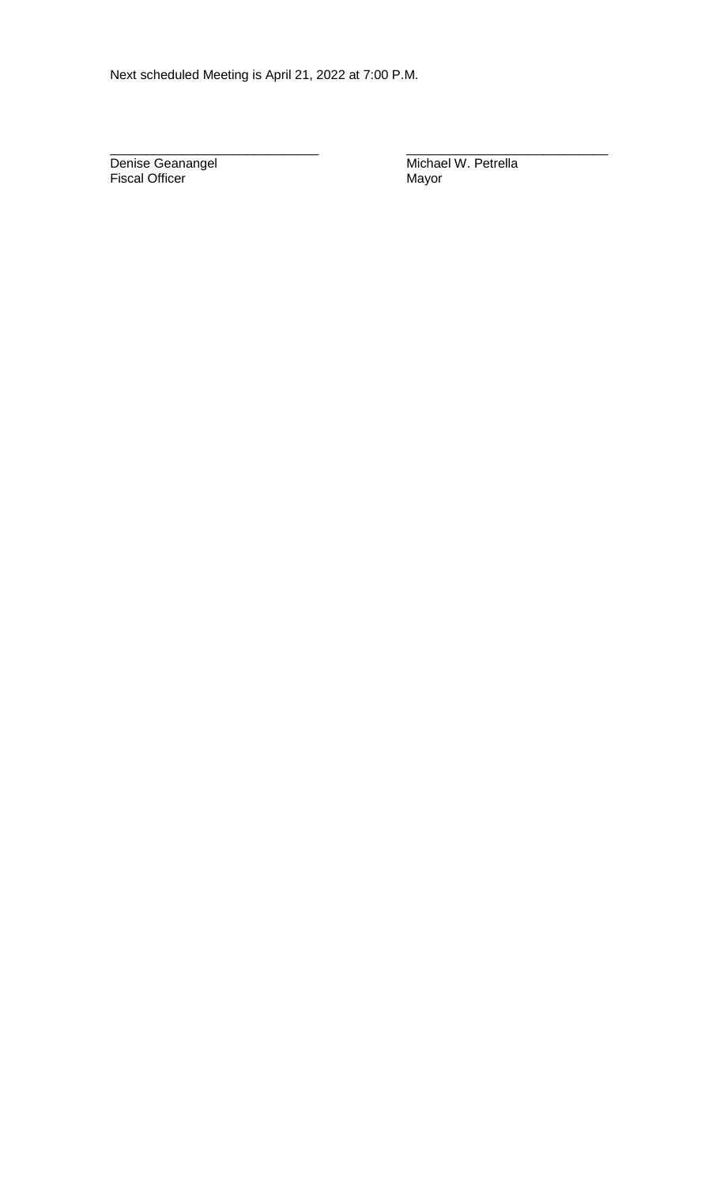Next scheduled Meeting is April 21, 2022 at 7:00 P.M.

| | |
|---|---|
| _____________________________ | _____________________________ |
| Denise Geanangel | Michael W. Petrella |
| Fiscal Officer | Mayor |